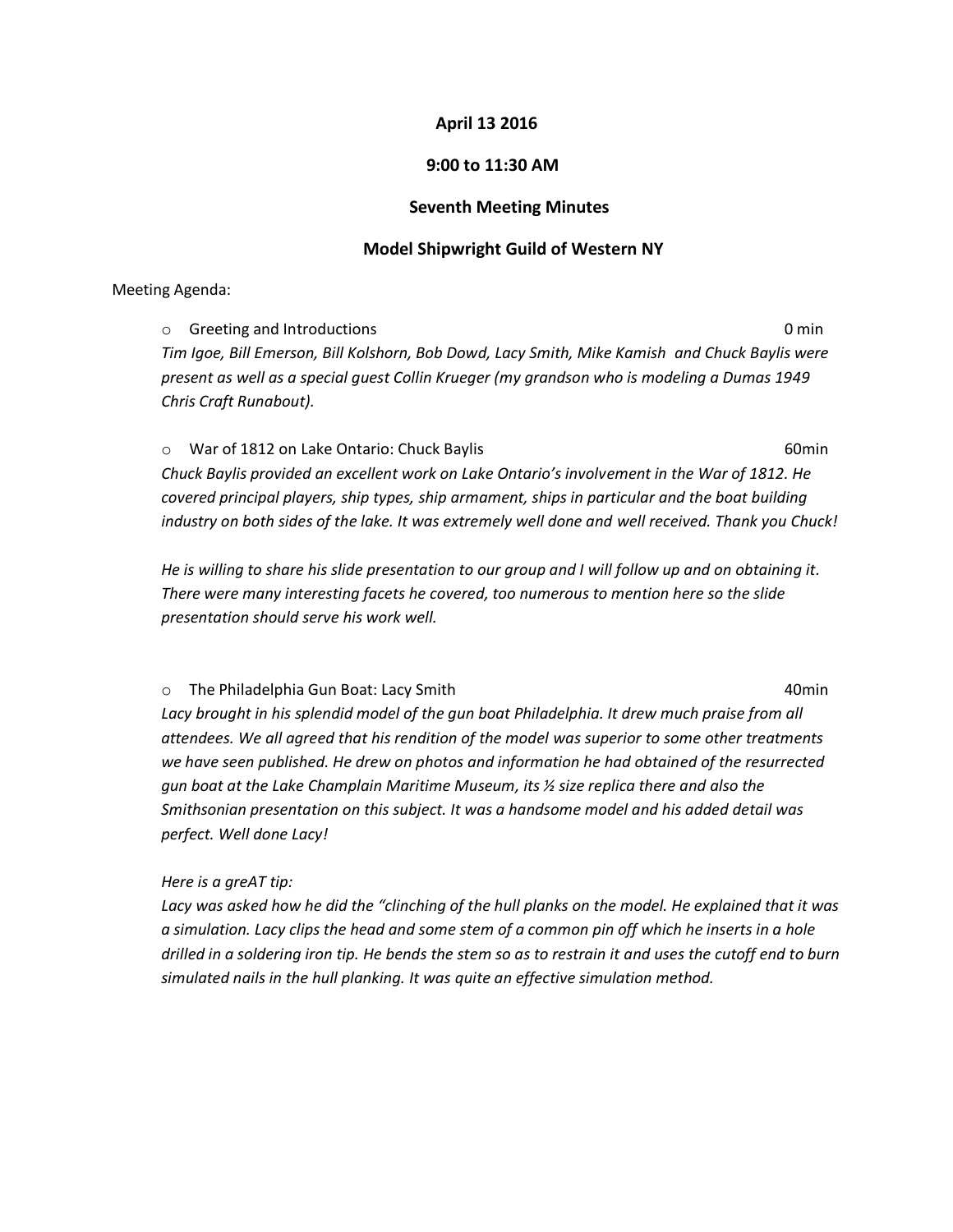**April 13 2016**

**9:00 to 11:30 AM**

**Seventh Meeting Minutes**

**Model Shipwright Guild of Western NY**

Meeting Agenda:

- Greeting and Introductions 0 min

  *Tim Igoe, Bill Emerson, Bill Kolshorn, Bob Dowd, Lacy Smith, Mike Kamish and Chuck Baylis were present as well as a special guest Collin Krueger (my grandson who is modeling a Dumas 1949 Chris Craft Runabout).*

- War of 1812 on Lake Ontario: Chuck Baylis 60min

  *Chuck Baylis provided an excellent work on Lake Ontario's involvement in the War of 1812. He covered principal players, ship types, ship armament, ships in particular and the boat building industry on both sides of the lake. It was extremely well done and well received. Thank you Chuck!*

  *He is willing to share his slide presentation to our group and I will follow up and on obtaining it. There were many interesting facets he covered, too numerous to mention here so the slide presentation should serve his work well.*

- The Philadelphia Gun Boat: Lacy Smith 40min

  *Lacy brought in his splendid model of the gun boat Philadelphia. It drew much praise from all attendees. We all agreed that his rendition of the model was superior to some other treatments we have seen published. He drew on photos and information he had obtained of the resurrected gun boat at the Lake Champlain Maritime Museum, its ½ size replica there and also the Smithsonian presentation on this subject. It was a handsome model and his added detail was perfect. Well done Lacy!*

  *Here is a greAT tip:*

  *Lacy was asked how he did the "clinching of the hull planks on the model. He explained that it was a simulation. Lacy clips the head and some stem of a common pin off which he inserts in a hole drilled in a soldering iron tip. He bends the stem so as to restrain it and uses the cutoff end to burn simulated nails in the hull planking. It was quite an effective simulation method.*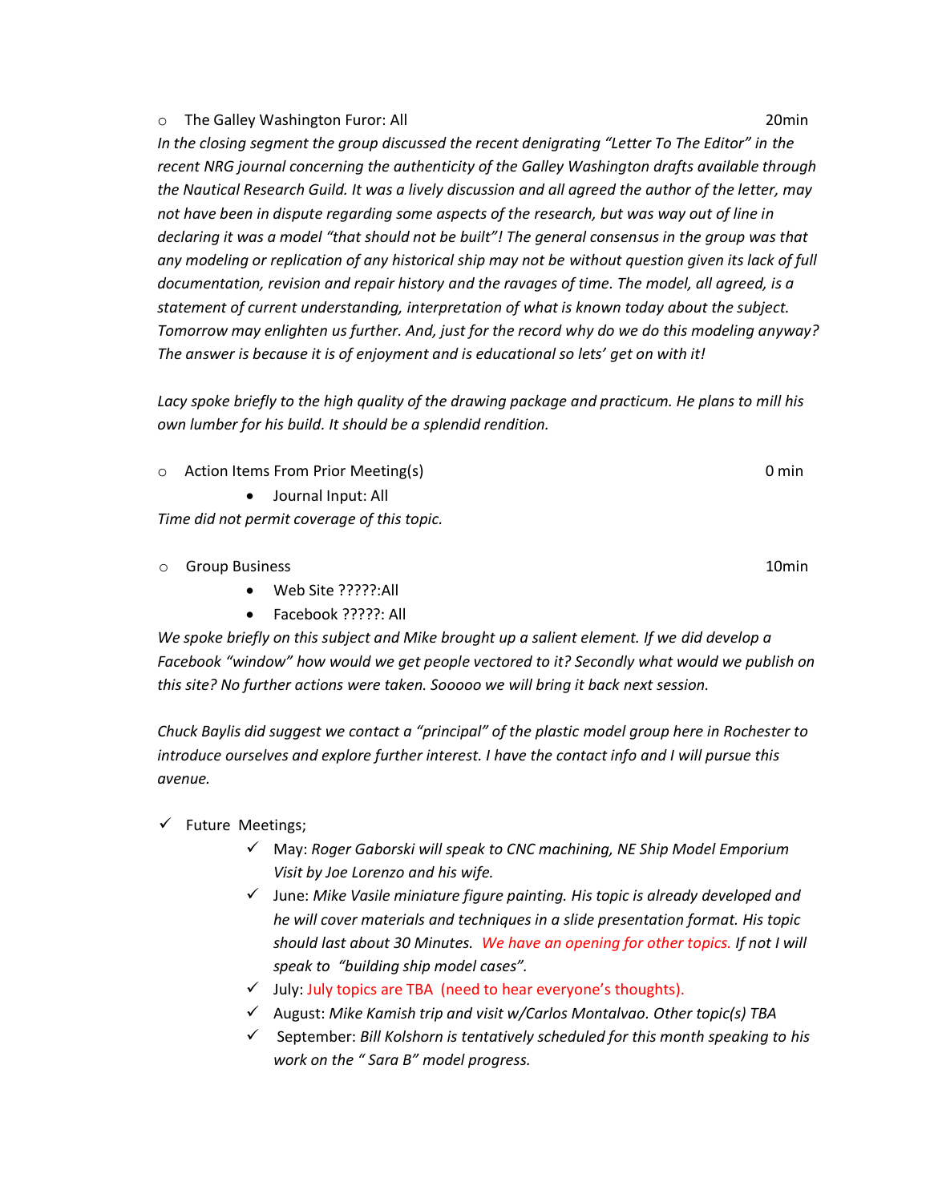- The Galley Washington Furor: All 20min

*In the closing segment the group discussed the recent denigrating "Letter To The Editor" in the recent NRG journal concerning the authenticity of the Galley Washington drafts available through the Nautical Research Guild. It was a lively discussion and all agreed the author of the letter, may not have been in dispute regarding some aspects of the research, but was way out of line in declaring it was a model "that should not be built"! The general consensus in the group was that any modeling or replication of any historical ship may not be without question given its lack of full documentation, revision and repair history and the ravages of time. The model, all agreed, is a statement of current understanding, interpretation of what is known today about the subject. Tomorrow may enlighten us further. And, just for the record why do we do this modeling anyway? The answer is because it is of enjoyment and is educational so lets' get on with it!*

*Lacy spoke briefly to the high quality of the drawing package and practicum. He plans to mill his own lumber for his build. It should be a splendid rendition.*

- Action Items From Prior Meeting(s) 0 min
  - Journal Input: All

*Time did not permit coverage of this topic.*

- Group Business 10min
  - Web Site ?????:All
  - Facebook ?????: All

*We spoke briefly on this subject and Mike brought up a salient element. If we did develop a Facebook "window" how would we get people vectored to it? Secondly what would we publish on this site? No further actions were taken. Sooooo we will bring it back next session.*

*Chuck Baylis did suggest we contact a "principal" of the plastic model group here in Rochester to introduce ourselves and explore further interest. I have the contact info and I will pursue this avenue.*

- ✓ Future Meetings;
  - ✓ May: *Roger Gaborski will speak to CNC machining, NE Ship Model Emporium Visit by Joe Lorenzo and his wife.*
  - ✓ June: *Mike Vasile miniature figure painting. His topic is already developed and he will cover materials and techniques in a slide presentation format. His topic should last about 30 Minutes. We have an opening for other topics. If not I will speak to "building ship model cases".*
  - ✓ July: July topics are TBA (need to hear everyone's thoughts).
  - ✓ August: *Mike Kamish trip and visit w/Carlos Montalvao. Other topic(s) TBA*
  - ✓ September: *Bill Kolshorn is tentatively scheduled for this month speaking to his work on the " Sara B" model progress.*